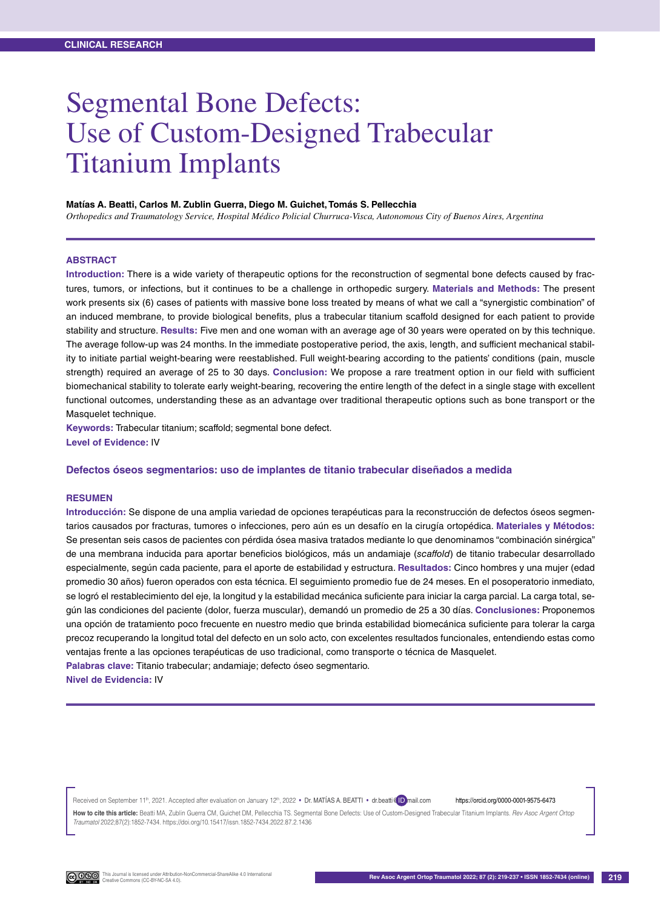CLINICAL RESEARCH

# Segmental Bone Defects: Use of Custom-Designed Trabecular Titanium Implants

**Matías A. Beatti, Carlos M. Zublin Guerra, Diego M. Guichet, Tomás S. Pellecchia**

*Orthopedics and Traumatology Service, Hospital Médico Policial Churruca-Visca, Autonomous City of Buenos Aires, Argentina*

## ABSTRACT

**Introduction:** There is a wide variety of therapeutic options for the reconstruction of segmental bone defects caused by fractures, tumors, or infections, but it continues to be a challenge in orthopedic surgery. **Materials and Methods:** The present work presents six (6) cases of patients with massive bone loss treated by means of what we call a "synergistic combination" of an induced membrane, to provide biological benefits, plus a trabecular titanium scaffold designed for each patient to provide stability and structure. **Results:** Five men and one woman with an average age of 30 years were operated on by this technique. The average follow-up was 24 months. In the immediate postoperative period, the axis, length, and sufficient mechanical stability to initiate partial weight-bearing were reestablished. Full weight-bearing according to the patients' conditions (pain, muscle strength) required an average of 25 to 30 days. **Conclusion:** We propose a rare treatment option in our field with sufficient biomechanical stability to tolerate early weight-bearing, recovering the entire length of the defect in a single stage with excellent functional outcomes, understanding these as an advantage over traditional therapeutic options such as bone transport or the Masquelet technique.

**Keywords:** Trabecular titanium; scaffold; segmental bone defect.

**Level of Evidence:** IV

### Defectos óseos segmentarios: uso de implantes de titanio trabecular diseñados a medida

## RESUMEN

**Introducción:** Se dispone de una amplia variedad de opciones terapéuticas para la reconstrucción de defectos óseos segmentarios causados por fracturas, tumores o infecciones, pero aún es un desafío en la cirugía ortopédica. **Materiales y Métodos:** Se presentan seis casos de pacientes con pérdida ósea masiva tratados mediante lo que denominamos "combinación sinérgica" de una membrana inducida para aportar beneficios biológicos, más un andamiaje (*scaffold*) de titanio trabecular desarrollado especialmente, según cada paciente, para el aporte de estabilidad y estructura. **Resultados:** Cinco hombres y una mujer (edad promedio 30 años) fueron operados con esta técnica. El seguimiento promedio fue de 24 meses. En el posoperatorio inmediato, se logró el restablecimiento del eje, la longitud y la estabilidad mecánica suficiente para iniciar la carga parcial. La carga total, según las condiciones del paciente (dolor, fuerza muscular), demandó un promedio de 25 a 30 días. **Conclusiones:** Proponemos una opción de tratamiento poco frecuente en nuestro medio que brinda estabilidad biomecánica suficiente para tolerar la carga precoz recuperando la longitud total del defecto en un solo acto, con excelentes resultados funcionales, entendiendo estas como ventajas frente a las opciones terapéuticas de uso tradicional, como transporte o técnica de Masquelet.

**Palabras clave:** Titanio trabecular; andamiaje; defecto óseo segmentario.

**Nivel de Evidencia:** IV

Received on September 11th, 2021. Accepted after evaluation on January 12th, 2022 • Dr. MATÍAS A. BEATTI • dr.beatti@gmail.com https://orcid.org/0000-0001-9575-6473

**How to cite this article:** Beatti MA, Zublin Guerra CM, Guichet DM, Pellecchia TS. Segmental Bone Defects: Use of Custom-Designed Trabecular Titanium Implants. *Rev Asoc Argent Ortop Traumatol* 2022;87(2):1852-7434. https://doi.org/10.15417/issn.1852-7434.2022.87.2.1436

This Journal is licensed under Attribution-NonCommercial-ShareAlike 4.0 International Creative Commons (CC-BY-NC-SA 4.0).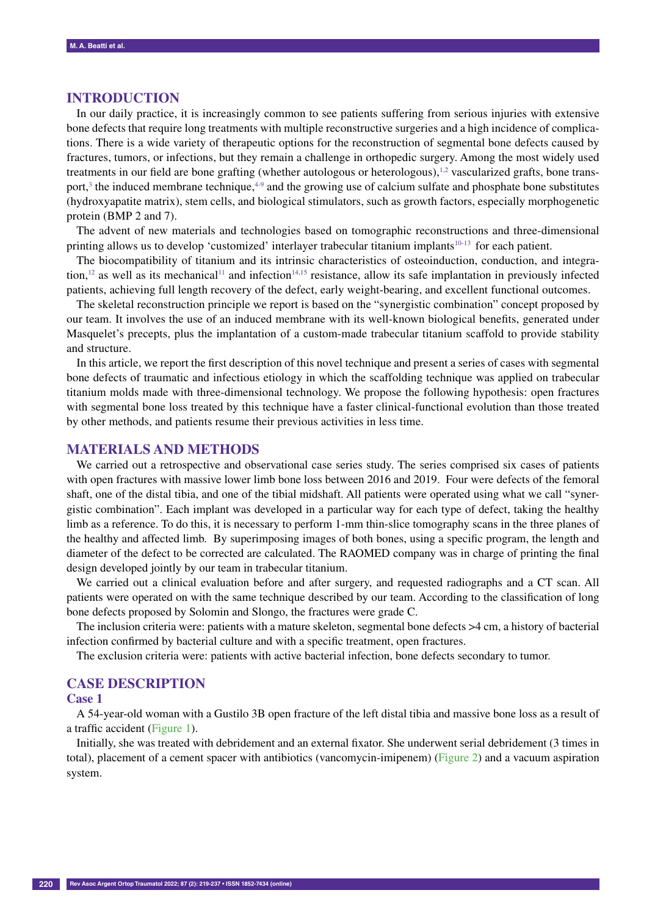## INTRODUCTION

In our daily practice, it is increasingly common to see patients suffering from serious injuries with extensive bone defects that require long treatments with multiple reconstructive surgeries and a high incidence of complications. There is a wide variety of therapeutic options for the reconstruction of segmental bone defects caused by fractures, tumors, or infections, but they remain a challenge in orthopedic surgery. Among the most widely used treatments in our field are bone grafting (whether autologous or heterologous),[1,2] vascularized grafts, bone transport,[3] the induced membrane technique,[4-9] and the growing use of calcium sulfate and phosphate bone substitutes (hydroxyapatite matrix), stem cells, and biological stimulators, such as growth factors, especially morphogenetic protein (BMP 2 and 7).

The advent of new materials and technologies based on tomographic reconstructions and three-dimensional printing allows us to develop 'customized' interlayer trabecular titanium implants[10-13] for each patient.

The biocompatibility of titanium and its intrinsic characteristics of osteoinduction, conduction, and integration,[12] as well as its mechanical[11] and infection[14,15] resistance, allow its safe implantation in previously infected patients, achieving full length recovery of the defect, early weight-bearing, and excellent functional outcomes.

The skeletal reconstruction principle we report is based on the "synergistic combination" concept proposed by our team. It involves the use of an induced membrane with its well-known biological benefits, generated under Masquelet's precepts, plus the implantation of a custom-made trabecular titanium scaffold to provide stability and structure.

In this article, we report the first description of this novel technique and present a series of cases with segmental bone defects of traumatic and infectious etiology in which the scaffolding technique was applied on trabecular titanium molds made with three-dimensional technology. We propose the following hypothesis: open fractures with segmental bone loss treated by this technique have a faster clinical-functional evolution than those treated by other methods, and patients resume their previous activities in less time.

## MATERIALS AND METHODS

We carried out a retrospective and observational case series study. The series comprised six cases of patients with open fractures with massive lower limb bone loss between 2016 and 2019. Four were defects of the femoral shaft, one of the distal tibia, and one of the tibial midshaft. All patients were operated using what we call "synergistic combination". Each implant was developed in a particular way for each type of defect, taking the healthy limb as a reference. To do this, it is necessary to perform 1-mm thin-slice tomography scans in the three planes of the healthy and affected limb. By superimposing images of both bones, using a specific program, the length and diameter of the defect to be corrected are calculated. The RAOMED company was in charge of printing the final design developed jointly by our team in trabecular titanium.

We carried out a clinical evaluation before and after surgery, and requested radiographs and a CT scan. All patients were operated on with the same technique described by our team. According to the classification of long bone defects proposed by Solomin and Slongo, the fractures were grade C.

The inclusion criteria were: patients with a mature skeleton, segmental bone defects >4 cm, a history of bacterial infection confirmed by bacterial culture and with a specific treatment, open fractures.

The exclusion criteria were: patients with active bacterial infection, bone defects secondary to tumor.

## CASE DESCRIPTION

### Case 1

A 54-year-old woman with a Gustilo 3B open fracture of the left distal tibia and massive bone loss as a result of a traffic accident (Figure 1).

Initially, she was treated with debridement and an external fixator. She underwent serial debridement (3 times in total), placement of a cement spacer with antibiotics (vancomycin-imipenem) (Figure 2) and a vacuum aspiration system.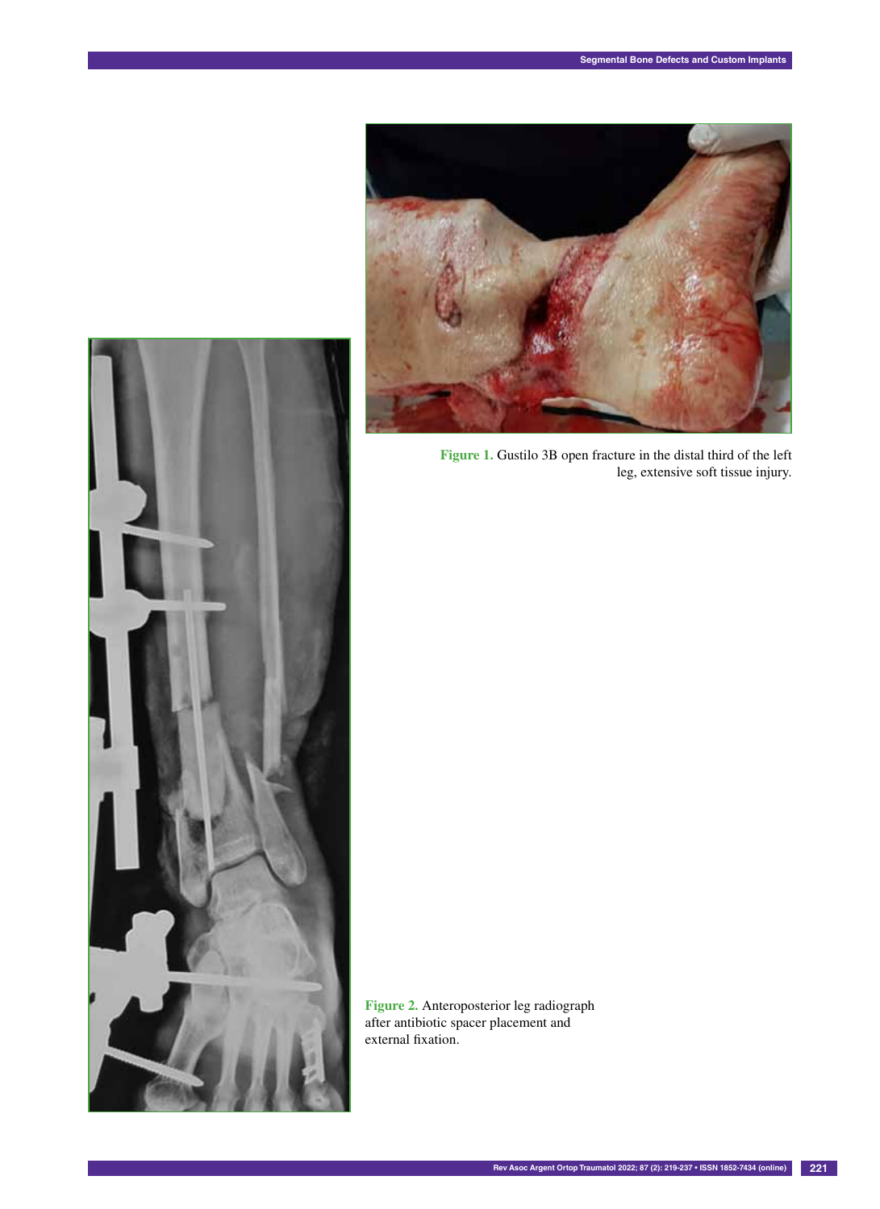Figure 1. Gustilo 3B open fracture in the distal third of the left leg, extensive soft tissue injury.

Figure 2. Anteroposterior leg radiograph after antibiotic spacer placement and external fixation.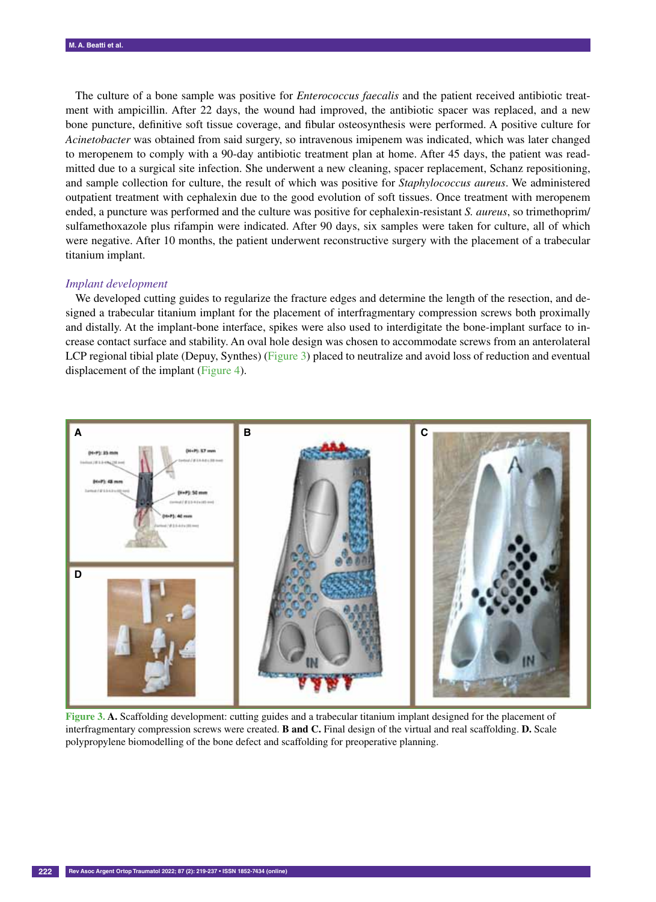The culture of a bone sample was positive for *Enterococcus faecalis* and the patient received antibiotic treatment with ampicillin. After 22 days, the wound had improved, the antibiotic spacer was replaced, and a new bone puncture, definitive soft tissue coverage, and fibular osteosynthesis were performed. A positive culture for *Acinetobacter* was obtained from said surgery, so intravenous imipenem was indicated, which was later changed to meropenem to comply with a 90-day antibiotic treatment plan at home. After 45 days, the patient was readmitted due to a surgical site infection. She underwent a new cleaning, spacer replacement, Schanz repositioning, and sample collection for culture, the result of which was positive for *Staphylococcus aureus*. We administered outpatient treatment with cephalexin due to the good evolution of soft tissues. Once treatment with meropenem ended, a puncture was performed and the culture was positive for cephalexin-resistant *S. aureus*, so trimethoprim/sulfamethoxazole plus rifampin were indicated. After 90 days, six samples were taken for culture, all of which were negative. After 10 months, the patient underwent reconstructive surgery with the placement of a trabecular titanium implant.

### *Implant development*

We developed cutting guides to regularize the fracture edges and determine the length of the resection, and designed a trabecular titanium implant for the placement of interfragmentary compression screws both proximally and distally. At the implant-bone interface, spikes were also used to interdigitate the bone-implant surface to increase contact surface and stability. An oval hole design was chosen to accommodate screws from an anterolateral LCP regional tibial plate (Depuy, Synthes) (Figure 3) placed to neutralize and avoid loss of reduction and eventual displacement of the implant (Figure 4).

**Figure 3. A.** Scaffolding development: cutting guides and a trabecular titanium implant designed for the placement of interfragmentary compression screws were created. **B and C.** Final design of the virtual and real scaffolding. **D.** Scale polypropylene biomodelling of the bone defect and scaffolding for preoperative planning.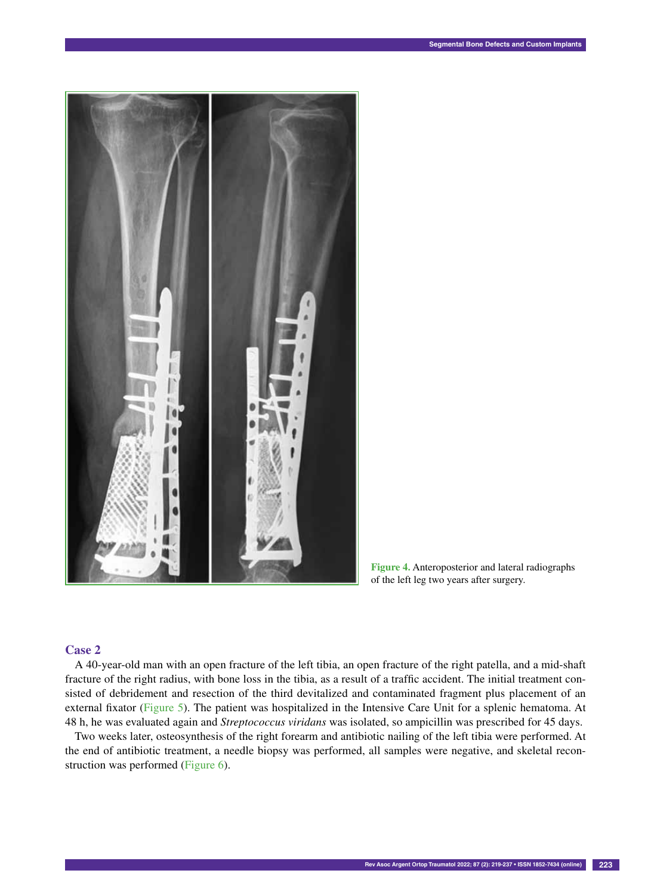Figure 4. Anteroposterior and lateral radiographs of the left leg two years after surgery.

## Case 2

A 40-year-old man with an open fracture of the left tibia, an open fracture of the right patella, and a mid-shaft fracture of the right radius, with bone loss in the tibia, as a result of a traffic accident. The initial treatment consisted of debridement and resection of the third devitalized and contaminated fragment plus placement of an external fixator (Figure 5). The patient was hospitalized in the Intensive Care Unit for a splenic hematoma. At 48 h, he was evaluated again and *Streptococcus viridans* was isolated, so ampicillin was prescribed for 45 days.

Two weeks later, osteosynthesis of the right forearm and antibiotic nailing of the left tibia were performed. At the end of antibiotic treatment, a needle biopsy was performed, all samples were negative, and skeletal reconstruction was performed (Figure 6).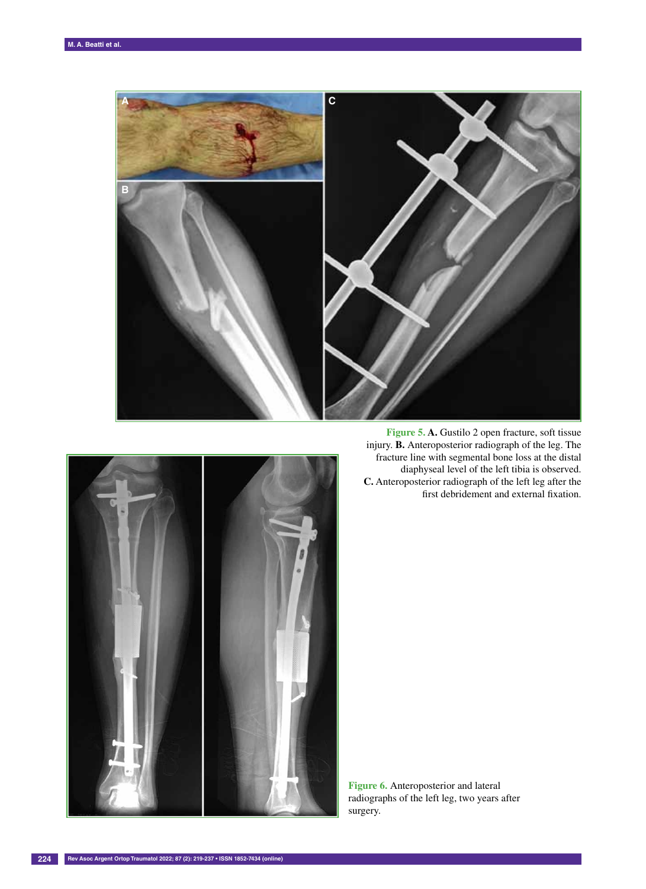**Figure 5. A.** Gustilo 2 open fracture, soft tissue injury. **B.** Anteroposterior radiograph of the leg. The fracture line with segmental bone loss at the distal diaphyseal level of the left tibia is observed. **C.** Anteroposterior radiograph of the left leg after the first debridement and external fixation.

**Figure 6.** Anteroposterior and lateral radiographs of the left leg, two years after surgery.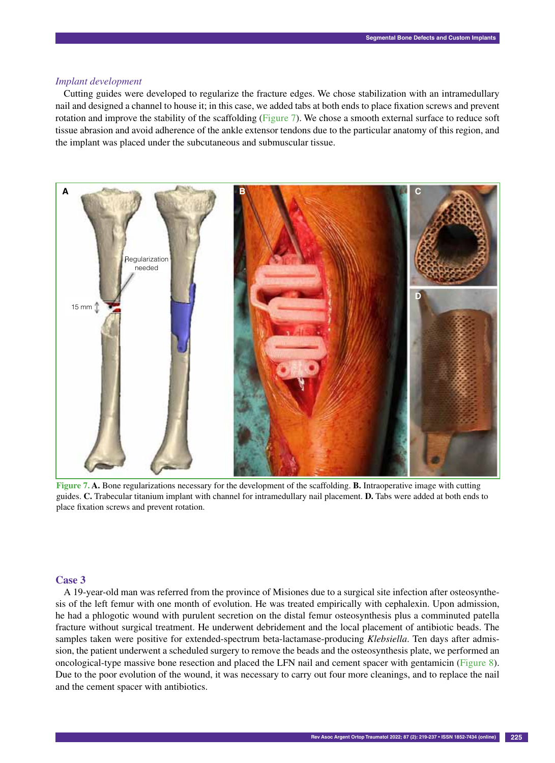*Implant development*

Cutting guides were developed to regularize the fracture edges. We chose stabilization with an intramedullary nail and designed a channel to house it; in this case, we added tabs at both ends to place fixation screws and prevent rotation and improve the stability of the scaffolding (Figure 7). We chose a smooth external surface to reduce soft tissue abrasion and avoid adherence of the ankle extensor tendons due to the particular anatomy of this region, and the implant was placed under the subcutaneous and submuscular tissue.

**Figure 7.** **A.** Bone regularizations necessary for the development of the scaffolding. **B.** Intraoperative image with cutting guides. **C.** Trabecular titanium implant with channel for intramedullary nail placement. **D.** Tabs were added at both ends to place fixation screws and prevent rotation.

## Case 3

A 19-year-old man was referred from the province of Misiones due to a surgical site infection after osteosynthesis of the left femur with one month of evolution. He was treated empirically with cephalexin. Upon admission, he had a phlogotic wound with purulent secretion on the distal femur osteosynthesis plus a comminuted patella fracture without surgical treatment. He underwent debridement and the local placement of antibiotic beads. The samples taken were positive for extended-spectrum beta-lactamase-producing *Klebsiella*. Ten days after admission, the patient underwent a scheduled surgery to remove the beads and the osteosynthesis plate, we performed an oncological-type massive bone resection and placed the LFN nail and cement spacer with gentamicin (Figure 8). Due to the poor evolution of the wound, it was necessary to carry out four more cleanings, and to replace the nail and the cement spacer with antibiotics.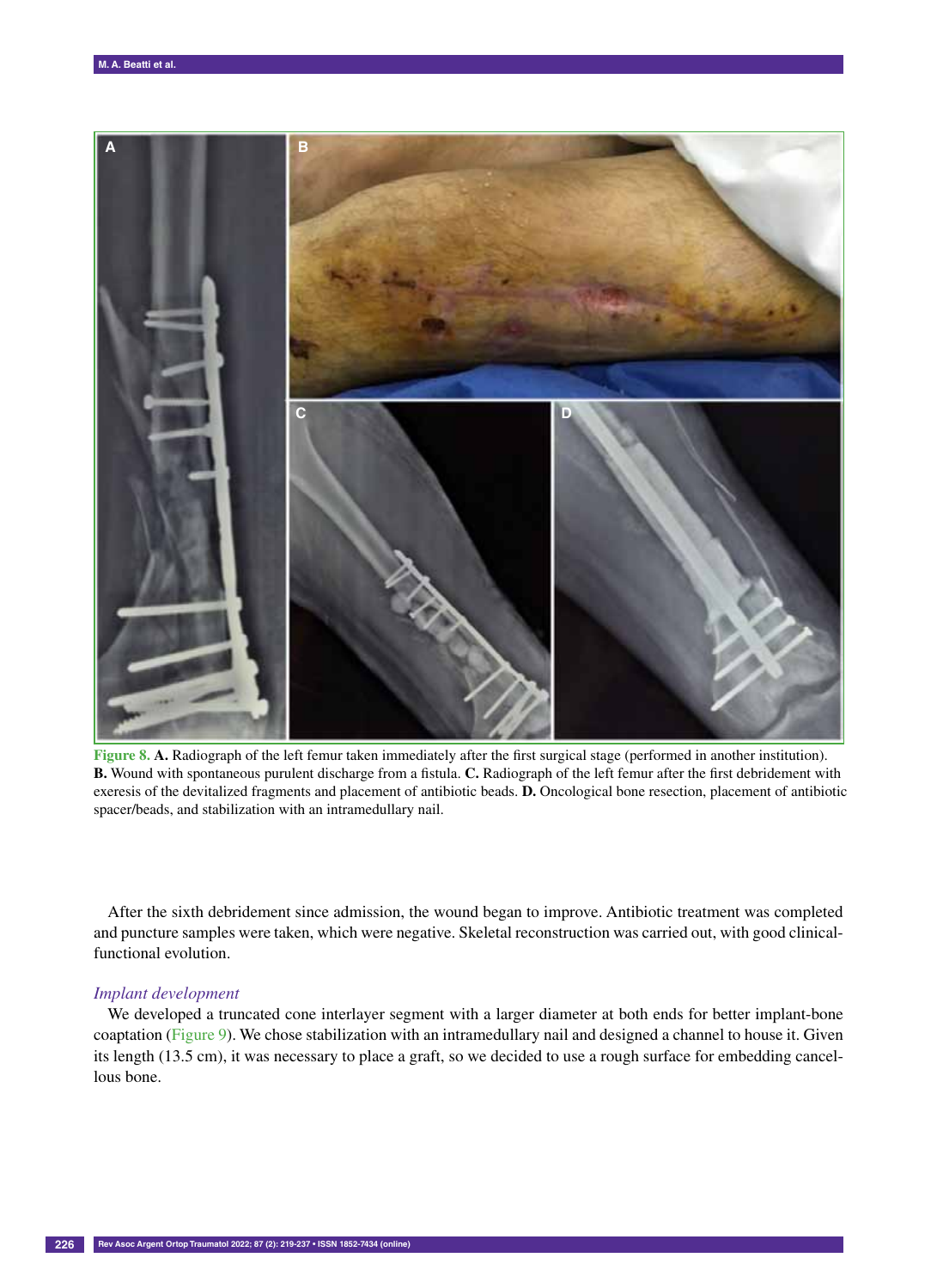**Figure 8. A.** Radiograph of the left femur taken immediately after the first surgical stage (performed in another institution). **B.** Wound with spontaneous purulent discharge from a fistula. **C.** Radiograph of the left femur after the first debridement with exeresis of the devitalized fragments and placement of antibiotic beads. **D.** Oncological bone resection, placement of antibiotic spacer/beads, and stabilization with an intramedullary nail.

After the sixth debridement since admission, the wound began to improve. Antibiotic treatment was completed and puncture samples were taken, which were negative. Skeletal reconstruction was carried out, with good clinical-functional evolution.

### *Implant development*

We developed a truncated cone interlayer segment with a larger diameter at both ends for better implant-bone coaptation (Figure 9). We chose stabilization with an intramedullary nail and designed a channel to house it. Given its length (13.5 cm), it was necessary to place a graft, so we decided to use a rough surface for embedding cancellous bone.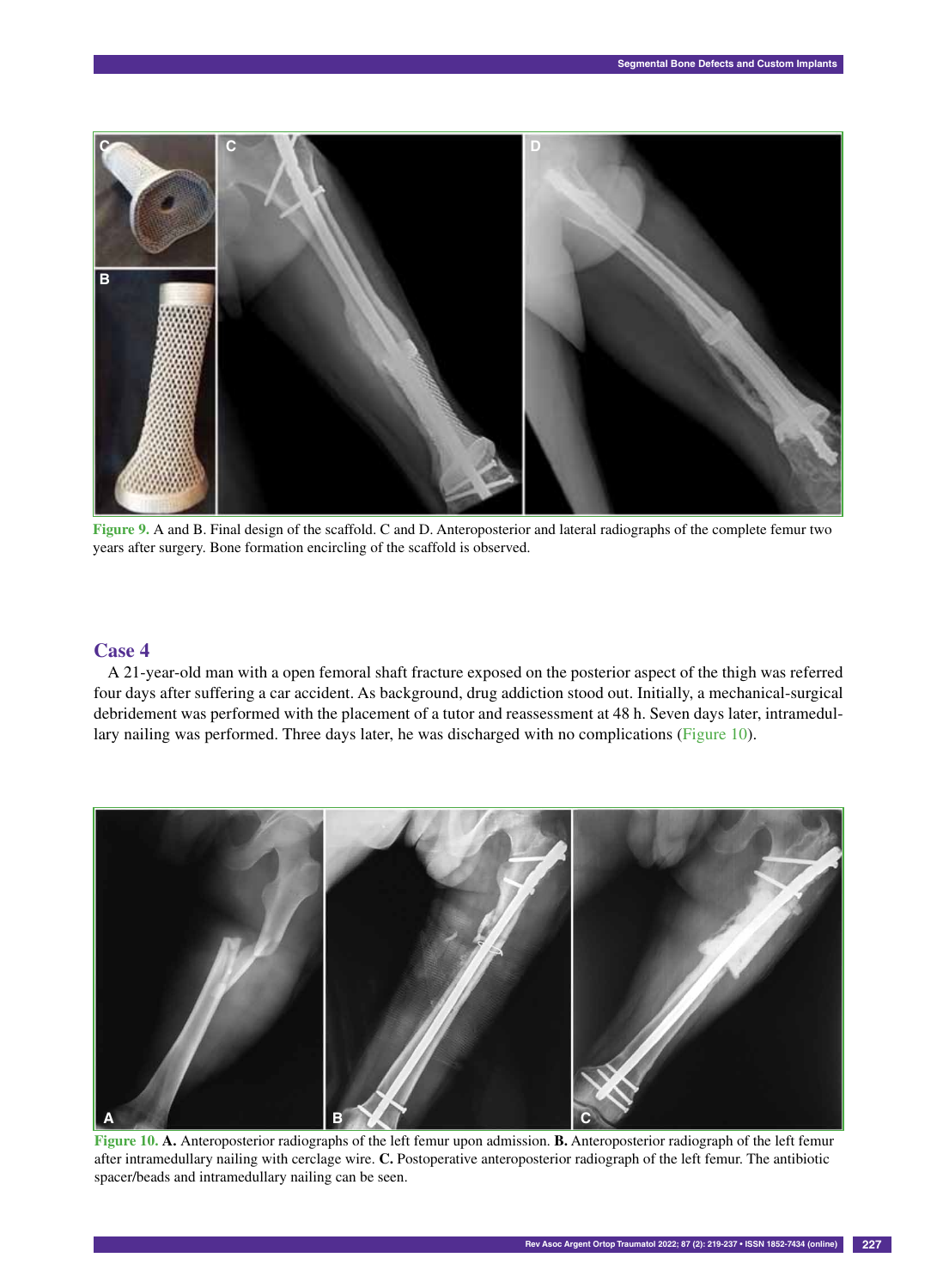Figure 9. A and B. Final design of the scaffold. C and D. Anteroposterior and lateral radiographs of the complete femur two years after surgery. Bone formation encircling of the scaffold is observed.

## Case 4

A 21-year-old man with a open femoral shaft fracture exposed on the posterior aspect of the thigh was referred four days after suffering a car accident. As background, drug addiction stood out. Initially, a mechanical-surgical debridement was performed with the placement of a tutor and reassessment at 48 h. Seven days later, intramedullary nailing was performed. Three days later, he was discharged with no complications (Figure 10).

Figure 10. **A.** Anteroposterior radiographs of the left femur upon admission. **B.** Anteroposterior radiograph of the left femur after intramedullary nailing with cerclage wire. **C.** Postoperative anteroposterior radiograph of the left femur. The antibiotic spacer/beads and intramedullary nailing can be seen.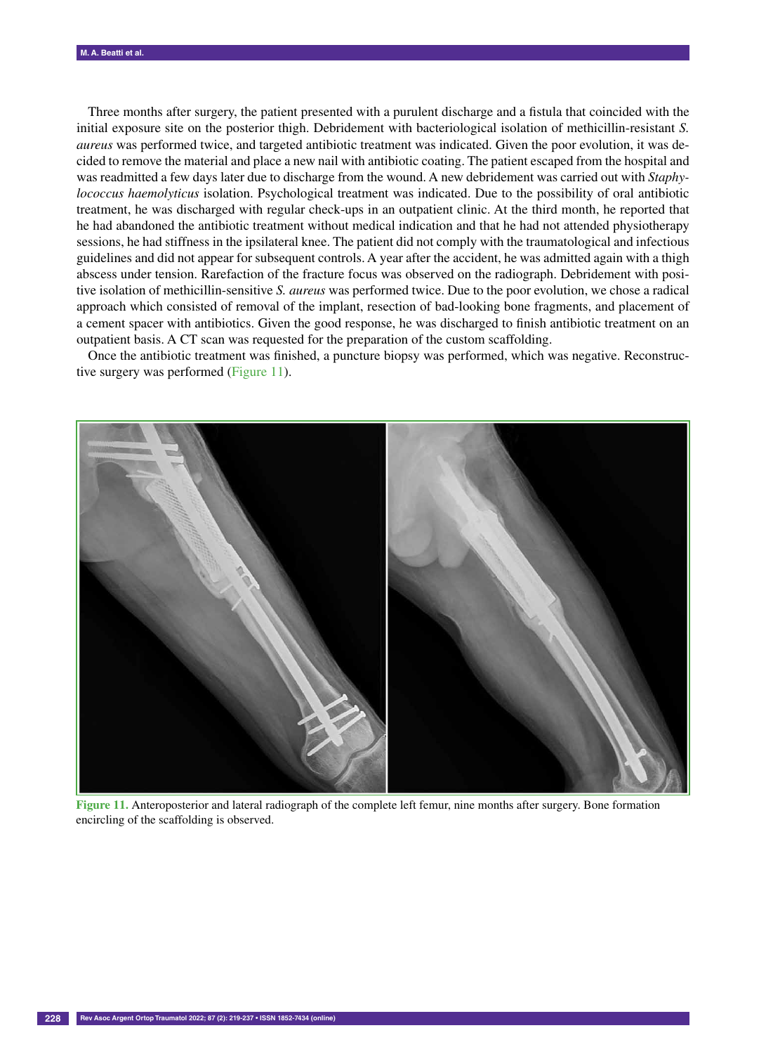Three months after surgery, the patient presented with a purulent discharge and a fistula that coincided with the initial exposure site on the posterior thigh. Debridement with bacteriological isolation of methicillin-resistant *S. aureus* was performed twice, and targeted antibiotic treatment was indicated. Given the poor evolution, it was decided to remove the material and place a new nail with antibiotic coating. The patient escaped from the hospital and was readmitted a few days later due to discharge from the wound. A new debridement was carried out with *Staphylococcus haemolyticus* isolation. Psychological treatment was indicated. Due to the possibility of oral antibiotic treatment, he was discharged with regular check-ups in an outpatient clinic. At the third month, he reported that he had abandoned the antibiotic treatment without medical indication and that he had not attended physiotherapy sessions, he had stiffness in the ipsilateral knee. The patient did not comply with the traumatological and infectious guidelines and did not appear for subsequent controls. A year after the accident, he was admitted again with a thigh abscess under tension. Rarefaction of the fracture focus was observed on the radiograph. Debridement with positive isolation of methicillin-sensitive *S. aureus* was performed twice. Due to the poor evolution, we chose a radical approach which consisted of removal of the implant, resection of bad-looking bone fragments, and placement of a cement spacer with antibiotics. Given the good response, he was discharged to finish antibiotic treatment on an outpatient basis. A CT scan was requested for the preparation of the custom scaffolding.

Once the antibiotic treatment was finished, a puncture biopsy was performed, which was negative. Reconstructive surgery was performed (Figure 11).

**Figure 11.** Anteroposterior and lateral radiograph of the complete left femur, nine months after surgery. Bone formation encircling of the scaffolding is observed.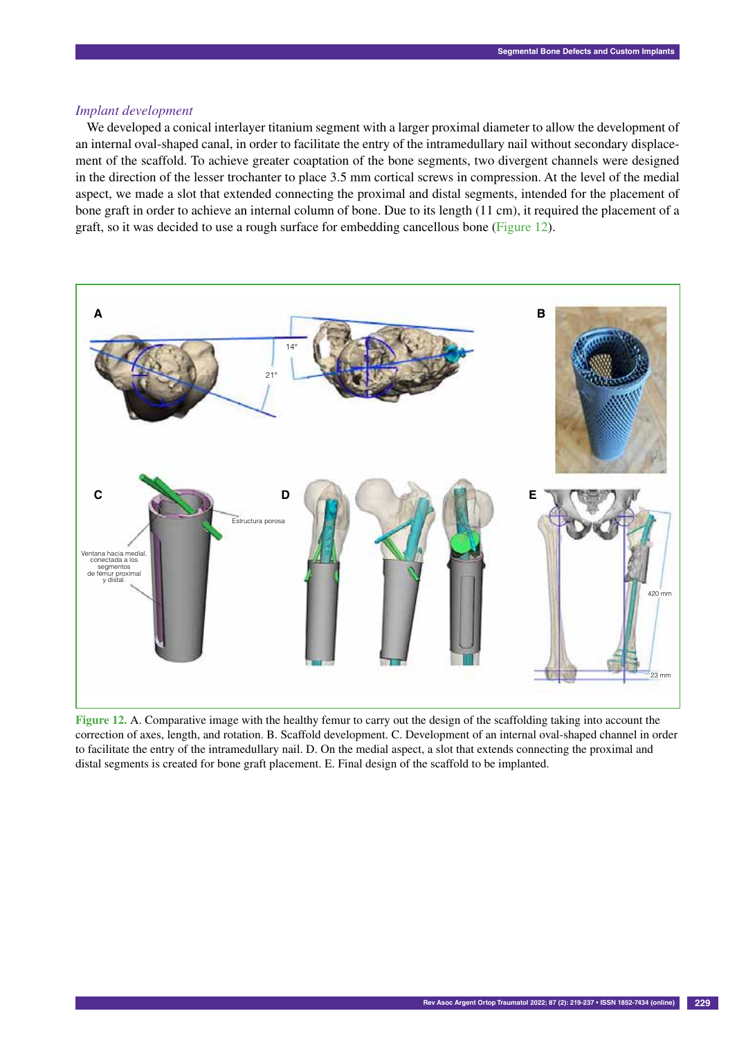*Implant development*

We developed a conical interlayer titanium segment with a larger proximal diameter to allow the development of an internal oval-shaped canal, in order to facilitate the entry of the intramedullary nail without secondary displacement of the scaffold. To achieve greater coaptation of the bone segments, two divergent channels were designed in the direction of the lesser trochanter to place 3.5 mm cortical screws in compression. At the level of the medial aspect, we made a slot that extended connecting the proximal and distal segments, intended for the placement of bone graft in order to achieve an internal column of bone. Due to its length (11 cm), it required the placement of a graft, so it was decided to use a rough surface for embedding cancellous bone (Figure 12).

**Figure 12.** A. Comparative image with the healthy femur to carry out the design of the scaffolding taking into account the correction of axes, length, and rotation. B. Scaffold development. C. Development of an internal oval-shaped channel in order to facilitate the entry of the intramedullary nail. D. On the medial aspect, a slot that extends connecting the proximal and distal segments is created for bone graft placement. E. Final design of the scaffold to be implanted.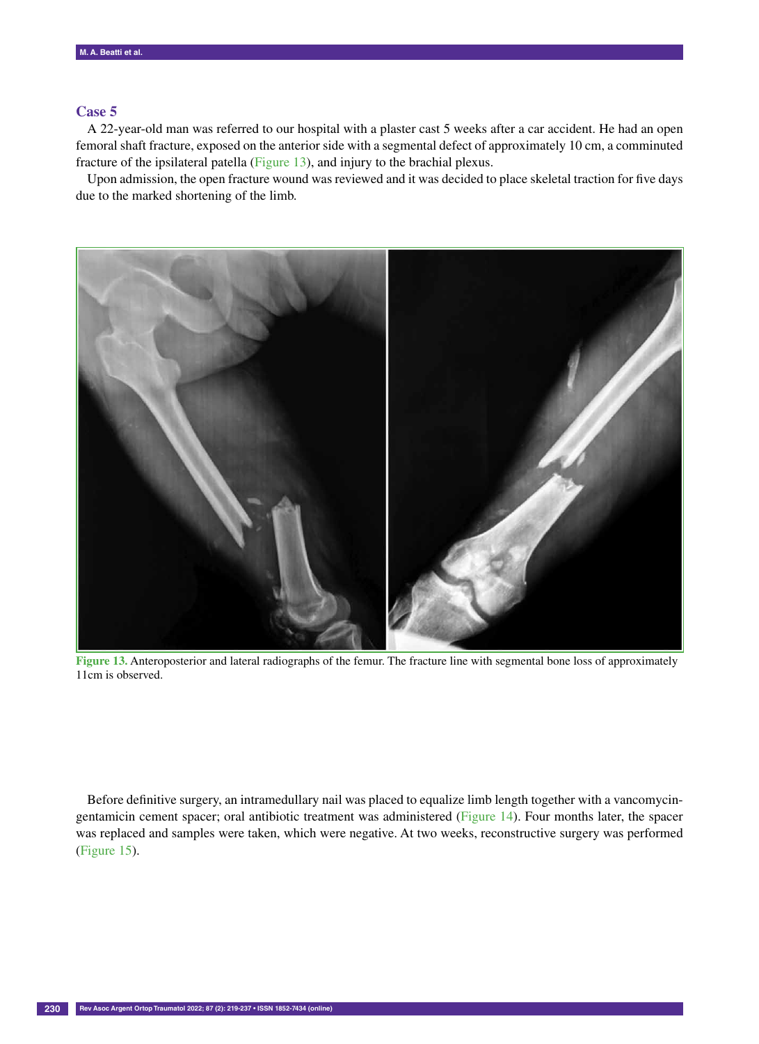## Case 5

A 22-year-old man was referred to our hospital with a plaster cast 5 weeks after a car accident. He had an open femoral shaft fracture, exposed on the anterior side with a segmental defect of approximately 10 cm, a comminuted fracture of the ipsilateral patella (Figure 13), and injury to the brachial plexus.

Upon admission, the open fracture wound was reviewed and it was decided to place skeletal traction for five days due to the marked shortening of the limb.

**Figure 13.** Anteroposterior and lateral radiographs of the femur. The fracture line with segmental bone loss of approximately 11cm is observed.

Before definitive surgery, an intramedullary nail was placed to equalize limb length together with a vancomycin-gentamicin cement spacer; oral antibiotic treatment was administered (Figure 14). Four months later, the spacer was replaced and samples were taken, which were negative. At two weeks, reconstructive surgery was performed (Figure 15).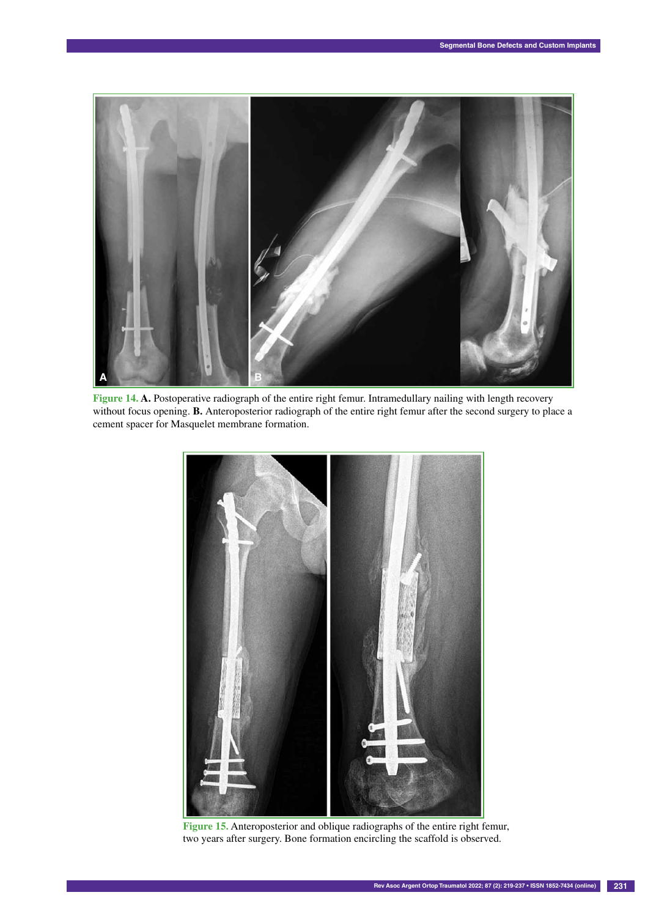**Figure 14. A.** Postoperative radiograph of the entire right femur. Intramedullary nailing with length recovery without focus opening. **B.** Anteroposterior radiograph of the entire right femur after the second surgery to place a cement spacer for Masquelet membrane formation.

**Figure 15.** Anteroposterior and oblique radiographs of the entire right femur, two years after surgery. Bone formation encircling the scaffold is observed.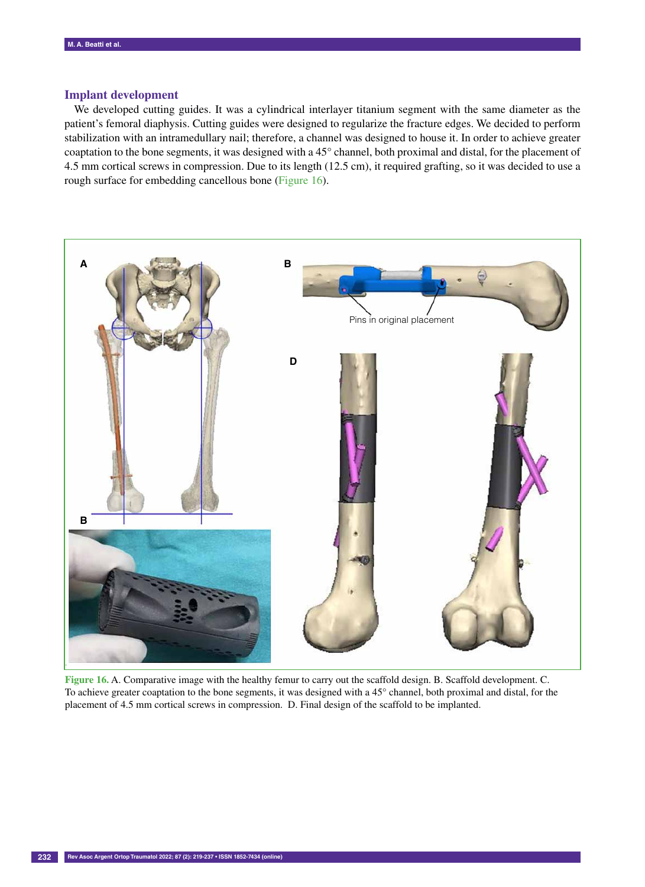## Implant development

We developed cutting guides. It was a cylindrical interlayer titanium segment with the same diameter as the patient's femoral diaphysis. Cutting guides were designed to regularize the fracture edges. We decided to perform stabilization with an intramedullary nail; therefore, a channel was designed to house it. In order to achieve greater coaptation to the bone segments, it was designed with a 45° channel, both proximal and distal, for the placement of 4.5 mm cortical screws in compression. Due to its length (12.5 cm), it required grafting, so it was decided to use a rough surface for embedding cancellous bone (Figure 16).

Figure 16. A. Comparative image with the healthy femur to carry out the scaffold design. B. Scaffold development. C. To achieve greater coaptation to the bone segments, it was designed with a 45° channel, both proximal and distal, for the placement of 4.5 mm cortical screws in compression. D. Final design of the scaffold to be implanted.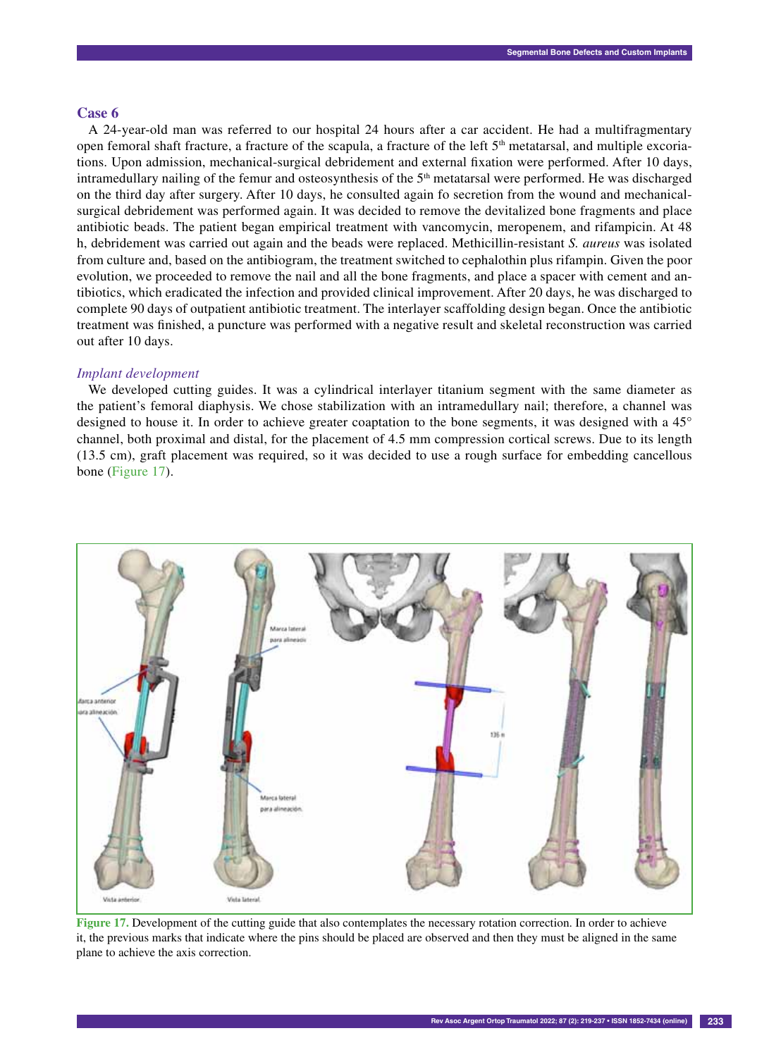## Case 6

A 24-year-old man was referred to our hospital 24 hours after a car accident. He had a multifragmentary open femoral shaft fracture, a fracture of the scapula, a fracture of the left 5th metatarsal, and multiple excoriations. Upon admission, mechanical-surgical debridement and external fixation were performed. After 10 days, intramedullary nailing of the femur and osteosynthesis of the 5th metatarsal were performed. He was discharged on the third day after surgery. After 10 days, he consulted again fo secretion from the wound and mechanical-surgical debridement was performed again. It was decided to remove the devitalized bone fragments and place antibiotic beads. The patient began empirical treatment with vancomycin, meropenem, and rifampicin. At 48 h, debridement was carried out again and the beads were replaced. Methicillin-resistant *S. aureus* was isolated from culture and, based on the antibiogram, the treatment switched to cephalothin plus rifampin. Given the poor evolution, we proceeded to remove the nail and all the bone fragments, and place a spacer with cement and antibiotics, which eradicated the infection and provided clinical improvement. After 20 days, he was discharged to complete 90 days of outpatient antibiotic treatment. The interlayer scaffolding design began. Once the antibiotic treatment was finished, a puncture was performed with a negative result and skeletal reconstruction was carried out after 10 days.

### *Implant development*

We developed cutting guides. It was a cylindrical interlayer titanium segment with the same diameter as the patient's femoral diaphysis. We chose stabilization with an intramedullary nail; therefore, a channel was designed to house it. In order to achieve greater coaptation to the bone segments, it was designed with a 45° channel, both proximal and distal, for the placement of 4.5 mm compression cortical screws. Due to its length (13.5 cm), graft placement was required, so it was decided to use a rough surface for embedding cancellous bone (Figure 17).

**Figure 17.** Development of the cutting guide that also contemplates the necessary rotation correction. In order to achieve it, the previous marks that indicate where the pins should be placed are observed and then they must be aligned in the same plane to achieve the axis correction.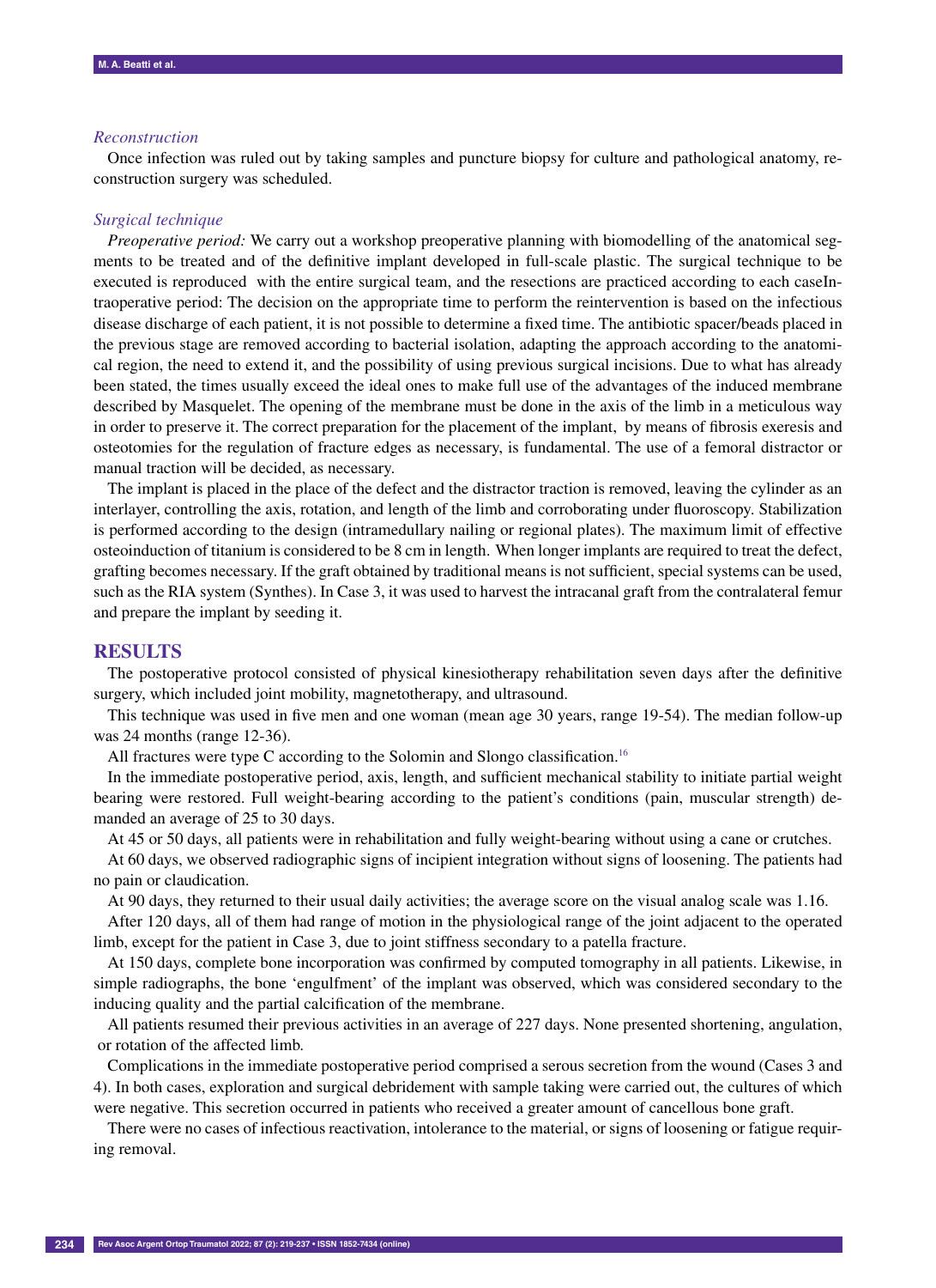### *Reconstruction*

Once infection was ruled out by taking samples and puncture biopsy for culture and pathological anatomy, reconstruction surgery was scheduled.

### *Surgical technique*

*Preoperative period:* We carry out a workshop preoperative planning with biomodelling of the anatomical segments to be treated and of the definitive implant developed in full-scale plastic. The surgical technique to be executed is reproduced with the entire surgical team, and the resections are practiced according to each caseIntraoperative period: The decision on the appropriate time to perform the reintervention is based on the infectious disease discharge of each patient, it is not possible to determine a fixed time. The antibiotic spacer/beads placed in the previous stage are removed according to bacterial isolation, adapting the approach according to the anatomical region, the need to extend it, and the possibility of using previous surgical incisions. Due to what has already been stated, the times usually exceed the ideal ones to make full use of the advantages of the induced membrane described by Masquelet. The opening of the membrane must be done in the axis of the limb in a meticulous way in order to preserve it. The correct preparation for the placement of the implant, by means of fibrosis exeresis and osteotomies for the regulation of fracture edges as necessary, is fundamental. The use of a femoral distractor or manual traction will be decided, as necessary.

The implant is placed in the place of the defect and the distractor traction is removed, leaving the cylinder as an interlayer, controlling the axis, rotation, and length of the limb and corroborating under fluoroscopy. Stabilization is performed according to the design (intramedullary nailing or regional plates). The maximum limit of effective osteoinduction of titanium is considered to be 8 cm in length. When longer implants are required to treat the defect, grafting becomes necessary. If the graft obtained by traditional means is not sufficient, special systems can be used, such as the RIA system (Synthes). In Case 3, it was used to harvest the intracanal graft from the contralateral femur and prepare the implant by seeding it.

## RESULTS

The postoperative protocol consisted of physical kinesiotherapy rehabilitation seven days after the definitive surgery, which included joint mobility, magnetotherapy, and ultrasound.

This technique was used in five men and one woman (mean age 30 years, range 19-54). The median follow-up was 24 months (range 12-36).

All fractures were type C according to the Solomin and Slongo classification.[16]

In the immediate postoperative period, axis, length, and sufficient mechanical stability to initiate partial weight bearing were restored. Full weight-bearing according to the patient's conditions (pain, muscular strength) demanded an average of 25 to 30 days.

At 45 or 50 days, all patients were in rehabilitation and fully weight-bearing without using a cane or crutches.

At 60 days, we observed radiographic signs of incipient integration without signs of loosening. The patients had no pain or claudication.

At 90 days, they returned to their usual daily activities; the average score on the visual analog scale was 1.16.

After 120 days, all of them had range of motion in the physiological range of the joint adjacent to the operated limb, except for the patient in Case 3, due to joint stiffness secondary to a patella fracture.

At 150 days, complete bone incorporation was confirmed by computed tomography in all patients. Likewise, in simple radiographs, the bone 'engulfment' of the implant was observed, which was considered secondary to the inducing quality and the partial calcification of the membrane.

All patients resumed their previous activities in an average of 227 days. None presented shortening, angulation, or rotation of the affected limb.

Complications in the immediate postoperative period comprised a serous secretion from the wound (Cases 3 and 4). In both cases, exploration and surgical debridement with sample taking were carried out, the cultures of which were negative. This secretion occurred in patients who received a greater amount of cancellous bone graft.

There were no cases of infectious reactivation, intolerance to the material, or signs of loosening or fatigue requiring removal.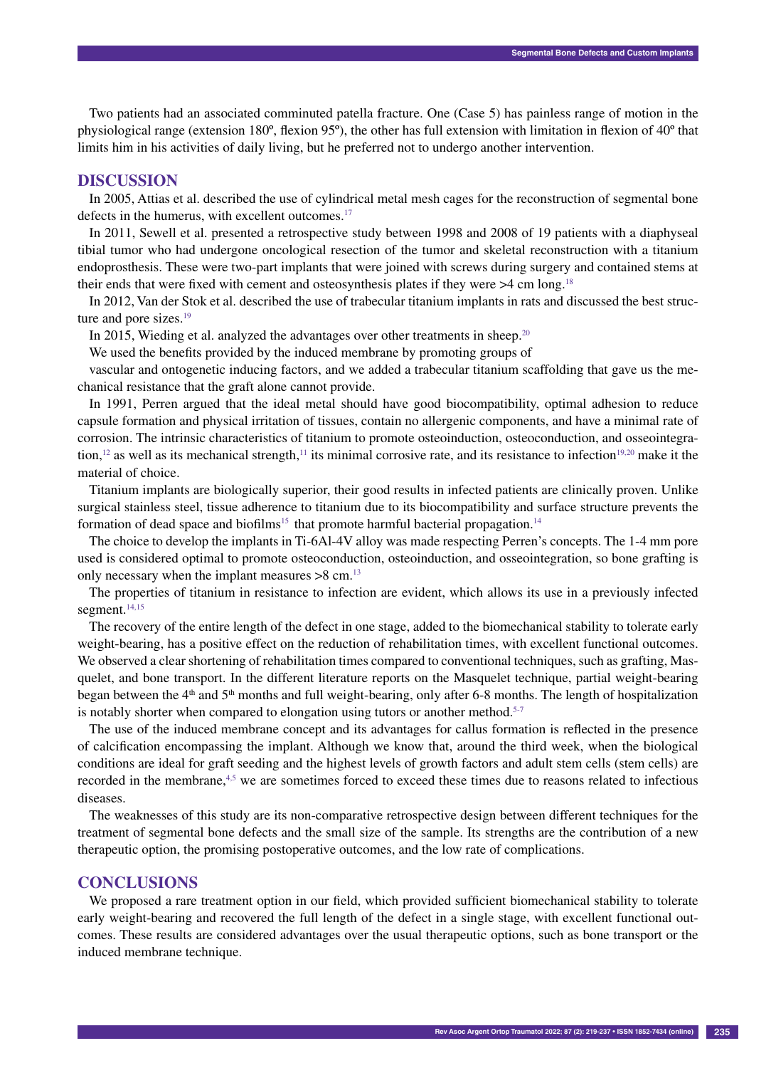Two patients had an associated comminuted patella fracture. One (Case 5) has painless range of motion in the physiological range (extension 180º, flexion 95º), the other has full extension with limitation in flexion of 40º that limits him in his activities of daily living, but he preferred not to undergo another intervention.

## DISCUSSION

In 2005, Attias et al. described the use of cylindrical metal mesh cages for the reconstruction of segmental bone defects in the humerus, with excellent outcomes.[17]

In 2011, Sewell et al. presented a retrospective study between 1998 and 2008 of 19 patients with a diaphyseal tibial tumor who had undergone oncological resection of the tumor and skeletal reconstruction with a titanium endoprosthesis. These were two-part implants that were joined with screws during surgery and contained stems at their ends that were fixed with cement and osteosynthesis plates if they were >4 cm long.[18]

In 2012, Van der Stok et al. described the use of trabecular titanium implants in rats and discussed the best structure and pore sizes.[19]

In 2015, Wieding et al. analyzed the advantages over other treatments in sheep.[20]

We used the benefits provided by the induced membrane by promoting groups of

vascular and ontogenetic inducing factors, and we added a trabecular titanium scaffolding that gave us the mechanical resistance that the graft alone cannot provide.

In 1991, Perren argued that the ideal metal should have good biocompatibility, optimal adhesion to reduce capsule formation and physical irritation of tissues, contain no allergenic components, and have a minimal rate of corrosion. The intrinsic characteristics of titanium to promote osteoinduction, osteoconduction, and osseointegration,[12] as well as its mechanical strength,[11] its minimal corrosive rate, and its resistance to infection[19,20] make it the material of choice.

Titanium implants are biologically superior, their good results in infected patients are clinically proven. Unlike surgical stainless steel, tissue adherence to titanium due to its biocompatibility and surface structure prevents the formation of dead space and biofilms[15] that promote harmful bacterial propagation.[14]

The choice to develop the implants in Ti-6Al-4V alloy was made respecting Perren's concepts. The 1-4 mm pore used is considered optimal to promote osteoconduction, osteoinduction, and osseointegration, so bone grafting is only necessary when the implant measures >8 cm.[13]

The properties of titanium in resistance to infection are evident, which allows its use in a previously infected segment.[14,15]

The recovery of the entire length of the defect in one stage, added to the biomechanical stability to tolerate early weight-bearing, has a positive effect on the reduction of rehabilitation times, with excellent functional outcomes. We observed a clear shortening of rehabilitation times compared to conventional techniques, such as grafting, Masquelet, and bone transport. In the different literature reports on the Masquelet technique, partial weight-bearing began between the 4th and 5th months and full weight-bearing, only after 6-8 months. The length of hospitalization is notably shorter when compared to elongation using tutors or another method.[5-7]

The use of the induced membrane concept and its advantages for callus formation is reflected in the presence of calcification encompassing the implant. Although we know that, around the third week, when the biological conditions are ideal for graft seeding and the highest levels of growth factors and adult stem cells (stem cells) are recorded in the membrane,[4,5] we are sometimes forced to exceed these times due to reasons related to infectious diseases.

The weaknesses of this study are its non-comparative retrospective design between different techniques for the treatment of segmental bone defects and the small size of the sample. Its strengths are the contribution of a new therapeutic option, the promising postoperative outcomes, and the low rate of complications.

## CONCLUSIONS

We proposed a rare treatment option in our field, which provided sufficient biomechanical stability to tolerate early weight-bearing and recovered the full length of the defect in a single stage, with excellent functional outcomes. These results are considered advantages over the usual therapeutic options, such as bone transport or the induced membrane technique.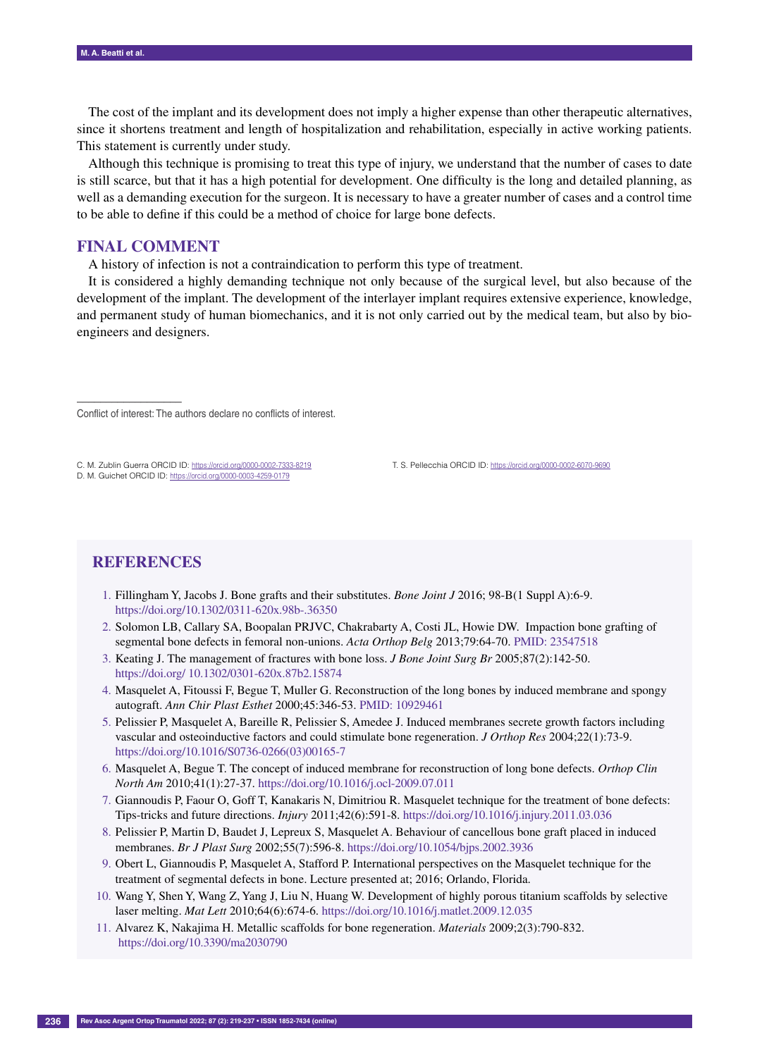The cost of the implant and its development does not imply a higher expense than other therapeutic alternatives, since it shortens treatment and length of hospitalization and rehabilitation, especially in active working patients. This statement is currently under study.

Although this technique is promising to treat this type of injury, we understand that the number of cases to date is still scarce, but that it has a high potential for development. One difficulty is the long and detailed planning, as well as a demanding execution for the surgeon. It is necessary to have a greater number of cases and a control time to be able to define if this could be a method of choice for large bone defects.

## FINAL COMMENT

A history of infection is not a contraindication to perform this type of treatment.

It is considered a highly demanding technique not only because of the surgical level, but also because of the development of the implant. The development of the interlayer implant requires extensive experience, knowledge, and permanent study of human biomechanics, and it is not only carried out by the medical team, but also by bioengineers and designers.

---

Conflict of interest: The authors declare no conflicts of interest.

C. M. Zublin Guerra ORCID ID: https://orcid.org/0000-0002-7333-8219
T. S. Pellecchia ORCID ID: https://orcid.org/0000-0002-6070-9690
D. M. Guichet ORCID ID: https://orcid.org/0000-0003-4259-0179

## REFERENCES

1. Fillingham Y, Jacobs J. Bone grafts and their substitutes. *Bone Joint J* 2016; 98-B(1 Suppl A):6-9. https://doi.org/10.1302/0311-620x.98b-.36350
2. Solomon LB, Callary SA, Boopalan PRJVC, Chakrabarty A, Costi JL, Howie DW. Impaction bone grafting of segmental bone defects in femoral non-unions. *Acta Orthop Belg* 2013;79:64-70. PMID: 23547518
3. Keating J. The management of fractures with bone loss. *J Bone Joint Surg Br* 2005;87(2):142-50. https://doi.org/ 10.1302/0301-620x.87b2.15874
4. Masquelet A, Fitoussi F, Begue T, Muller G. Reconstruction of the long bones by induced membrane and spongy autograft. *Ann Chir Plast Esthet* 2000;45:346-53. PMID: 10929461
5. Pelissier P, Masquelet A, Bareille R, Pelissier S, Amedee J. Induced membranes secrete growth factors including vascular and osteoinductive factors and could stimulate bone regeneration. *J Orthop Res* 2004;22(1):73-9. https://doi.org/10.1016/S0736-0266(03)00165-7
6. Masquelet A, Begue T. The concept of induced membrane for reconstruction of long bone defects. *Orthop Clin North Am* 2010;41(1):27-37. https://doi.org/10.1016/j.ocl-2009.07.011
7. Giannoudis P, Faour O, Goff T, Kanakaris N, Dimitriou R. Masquelet technique for the treatment of bone defects: Tips-tricks and future directions. *Injury* 2011;42(6):591-8. https://doi.org/10.1016/j.injury.2011.03.036
8. Pelissier P, Martin D, Baudet J, Lepreux S, Masquelet A. Behaviour of cancellous bone graft placed in induced membranes. *Br J Plast Surg* 2002;55(7):596-8. https://doi.org/10.1054/bjps.2002.3936
9. Obert L, Giannoudis P, Masquelet A, Stafford P. International perspectives on the Masquelet technique for the treatment of segmental defects in bone. Lecture presented at; 2016; Orlando, Florida.
10. Wang Y, Shen Y, Wang Z, Yang J, Liu N, Huang W. Development of highly porous titanium scaffolds by selective laser melting. *Mat Lett* 2010;64(6):674-6. https://doi.org/10.1016/j.matlet.2009.12.035
11. Alvarez K, Nakajima H. Metallic scaffolds for bone regeneration. *Materials* 2009;2(3):790-832. https://doi.org/10.3390/ma2030790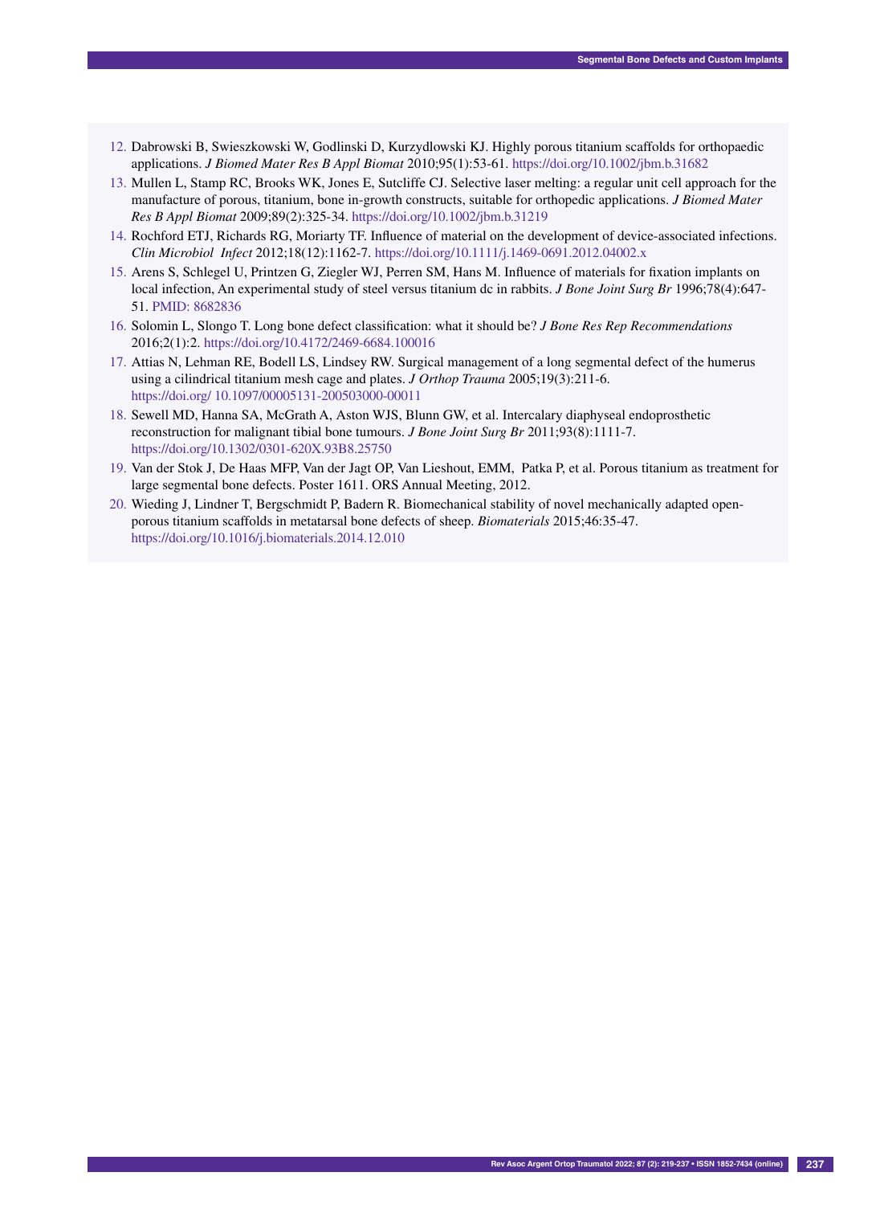12. Dabrowski B, Swieszkowski W, Godlinski D, Kurzydlowski KJ. Highly porous titanium scaffolds for orthopaedic applications. *J Biomed Mater Res B Appl Biomat* 2010;95(1):53-61. https://doi.org/10.1002/jbm.b.31682
13. Mullen L, Stamp RC, Brooks WK, Jones E, Sutcliffe CJ. Selective laser melting: a regular unit cell approach for the manufacture of porous, titanium, bone in-growth constructs, suitable for orthopedic applications. *J Biomed Mater Res B Appl Biomat* 2009;89(2):325-34. https://doi.org/10.1002/jbm.b.31219
14. Rochford ETJ, Richards RG, Moriarty TF. Influence of material on the development of device-associated infections. *Clin Microbiol Infect* 2012;18(12):1162-7. https://doi.org/10.1111/j.1469-0691.2012.04002.x
15. Arens S, Schlegel U, Printzen G, Ziegler WJ, Perren SM, Hans M. Influence of materials for fixation implants on local infection, An experimental study of steel versus titanium dc in rabbits. *J Bone Joint Surg Br* 1996;78(4):647-51. PMID: 8682836
16. Solomin L, Slongo T. Long bone defect classification: what it should be? *J Bone Res Rep Recommendations* 2016;2(1):2. https://doi.org/10.4172/2469-6684.100016
17. Attias N, Lehman RE, Bodell LS, Lindsey RW. Surgical management of a long segmental defect of the humerus using a cilindrical titanium mesh cage and plates. *J Orthop Trauma* 2005;19(3):211-6. https://doi.org/ 10.1097/00005131-200503000-00011
18. Sewell MD, Hanna SA, McGrath A, Aston WJS, Blunn GW, et al. Intercalary diaphyseal endoprosthetic reconstruction for malignant tibial bone tumours. *J Bone Joint Surg Br* 2011;93(8):1111-7. https://doi.org/10.1302/0301-620X.93B8.25750
19. Van der Stok J, De Haas MFP, Van der Jagt OP, Van Lieshout, EMM, Patka P, et al. Porous titanium as treatment for large segmental bone defects. Poster 1611. ORS Annual Meeting, 2012.
20. Wieding J, Lindner T, Bergschmidt P, Badern R. Biomechanical stability of novel mechanically adapted open-porous titanium scaffolds in metatarsal bone defects of sheep. *Biomaterials* 2015;46:35-47. https://doi.org/10.1016/j.biomaterials.2014.12.010